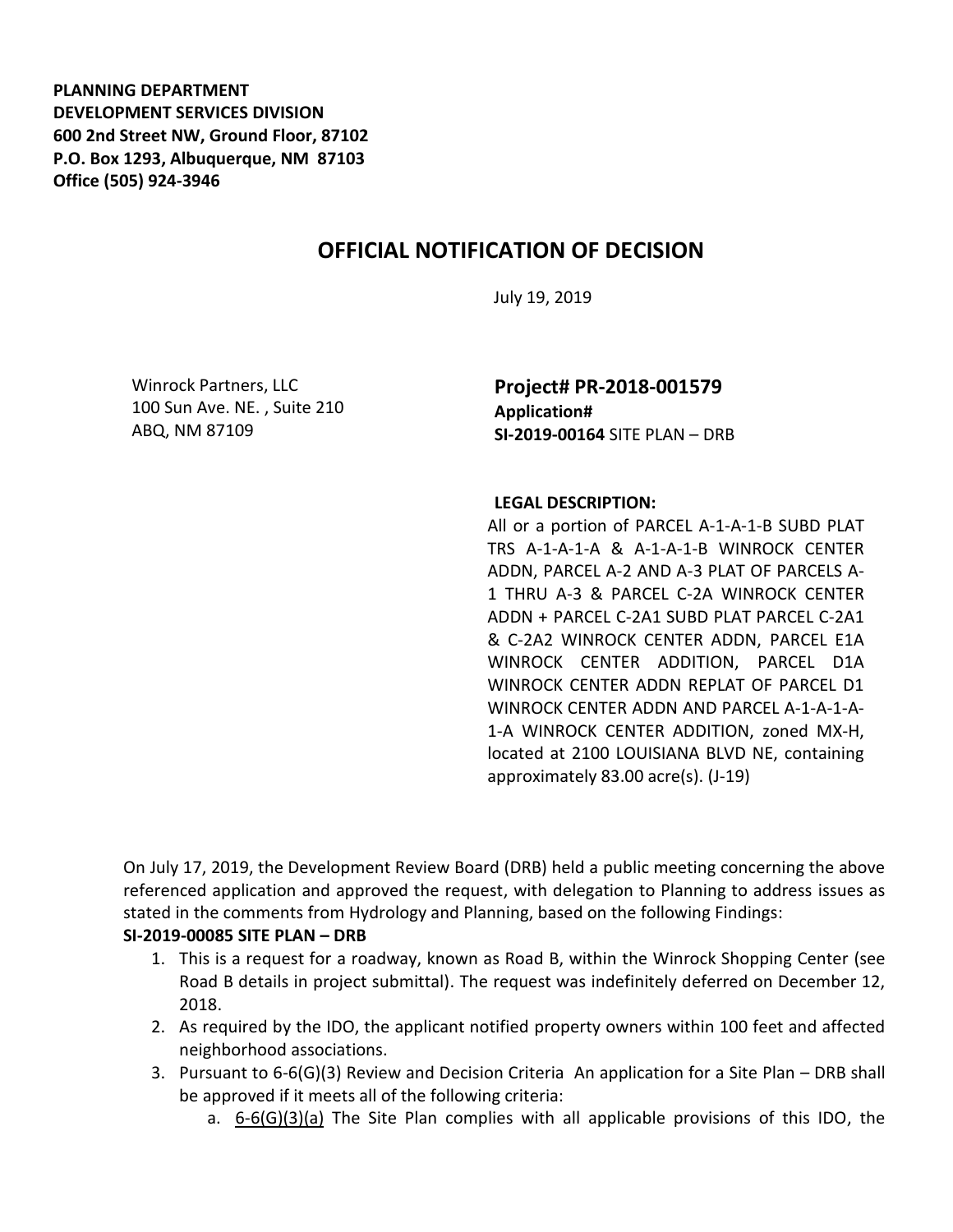**PLANNING DEPARTMENT**
**DEVELOPMENT SERVICES DIVISION**
**600 2nd Street NW, Ground Floor, 87102**
**P.O. Box 1293, Albuquerque, NM 87103**
**Office (505) 924-3946**

# OFFICIAL NOTIFICATION OF DECISION

July 19, 2019

Winrock Partners, LLC
100 Sun Ave. NE. , Suite 210
ABQ, NM 87109

**Project# PR-2018-001579**
**Application#**
**SI-2019-00164** SITE PLAN – DRB

**LEGAL DESCRIPTION:**
All or a portion of PARCEL A-1-A-1-B SUBD PLAT TRS A-1-A-1-A & A-1-A-1-B WINROCK CENTER ADDN, PARCEL A-2 AND A-3 PLAT OF PARCELS A-1 THRU A-3 & PARCEL C-2A WINROCK CENTER ADDN + PARCEL C-2A1 SUBD PLAT PARCEL C-2A1 & C-2A2 WINROCK CENTER ADDN, PARCEL E1A WINROCK CENTER ADDITION, PARCEL D1A WINROCK CENTER ADDN REPLAT OF PARCEL D1 WINROCK CENTER ADDN AND PARCEL A-1-A-1-A-1-A WINROCK CENTER ADDITION, zoned MX-H, located at 2100 LOUISIANA BLVD NE, containing approximately 83.00 acre(s). (J-19)

On July 17, 2019, the Development Review Board (DRB) held a public meeting concerning the above referenced application and approved the request, with delegation to Planning to address issues as stated in the comments from Hydrology and Planning, based on the following Findings:

**SI-2019-00085 SITE PLAN – DRB**

1. This is a request for a roadway, known as Road B, within the Winrock Shopping Center (see Road B details in project submittal). The request was indefinitely deferred on December 12, 2018.
2. As required by the IDO, the applicant notified property owners within 100 feet and affected neighborhood associations.
3. Pursuant to 6-6(G)(3) Review and Decision Criteria An application for a Site Plan – DRB shall be approved if it meets all of the following criteria:
    a. 6-6(G)(3)(a) The Site Plan complies with all applicable provisions of this IDO, the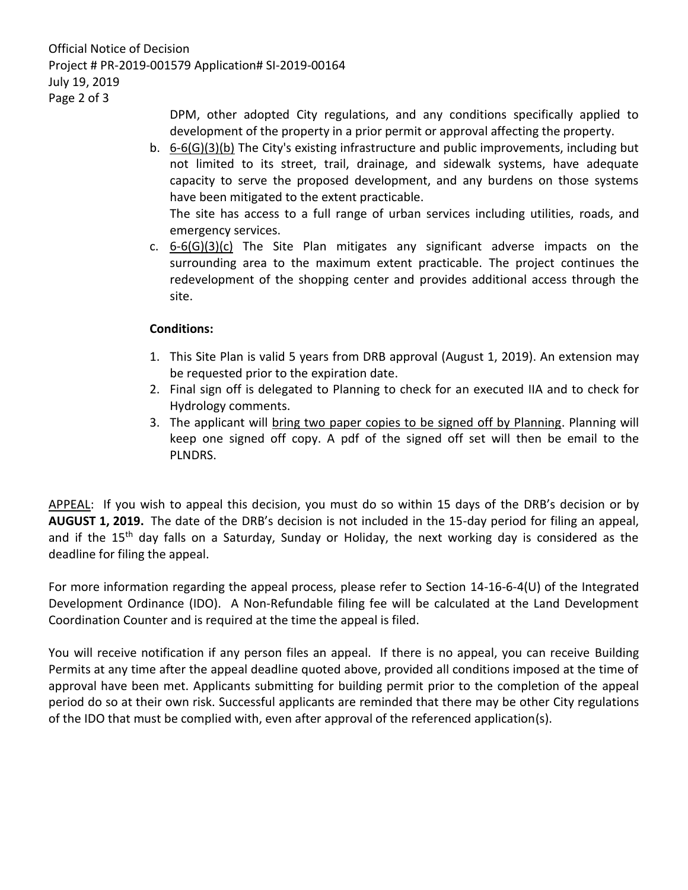DPM, other adopted City regulations, and any conditions specifically applied to development of the property in a prior permit or approval affecting the property.

b. 6-6(G)(3)(b) The City's existing infrastructure and public improvements, including but not limited to its street, trail, drainage, and sidewalk systems, have adequate capacity to serve the proposed development, and any burdens on those systems have been mitigated to the extent practicable.
   The site has access to a full range of urban services including utilities, roads, and emergency services.

c. 6-6(G)(3)(c) The Site Plan mitigates any significant adverse impacts on the surrounding area to the maximum extent practicable. The project continues the redevelopment of the shopping center and provides additional access through the site.

**Conditions:**

1. This Site Plan is valid 5 years from DRB approval (August 1, 2019). An extension may be requested prior to the expiration date.
2. Final sign off is delegated to Planning to check for an executed IIA and to check for Hydrology comments.
3. The applicant will bring two paper copies to be signed off by Planning. Planning will keep one signed off copy. A pdf of the signed off set will then be email to the PLNDRS.

APPEAL: If you wish to appeal this decision, you must do so within 15 days of the DRB's decision or by **AUGUST 1, 2019.** The date of the DRB's decision is not included in the 15-day period for filing an appeal, and if the 15th day falls on a Saturday, Sunday or Holiday, the next working day is considered as the deadline for filing the appeal.

For more information regarding the appeal process, please refer to Section 14-16-6-4(U) of the Integrated Development Ordinance (IDO). A Non-Refundable filing fee will be calculated at the Land Development Coordination Counter and is required at the time the appeal is filed.

You will receive notification if any person files an appeal. If there is no appeal, you can receive Building Permits at any time after the appeal deadline quoted above, provided all conditions imposed at the time of approval have been met. Applicants submitting for building permit prior to the completion of the appeal period do so at their own risk. Successful applicants are reminded that there may be other City regulations of the IDO that must be complied with, even after approval of the referenced application(s).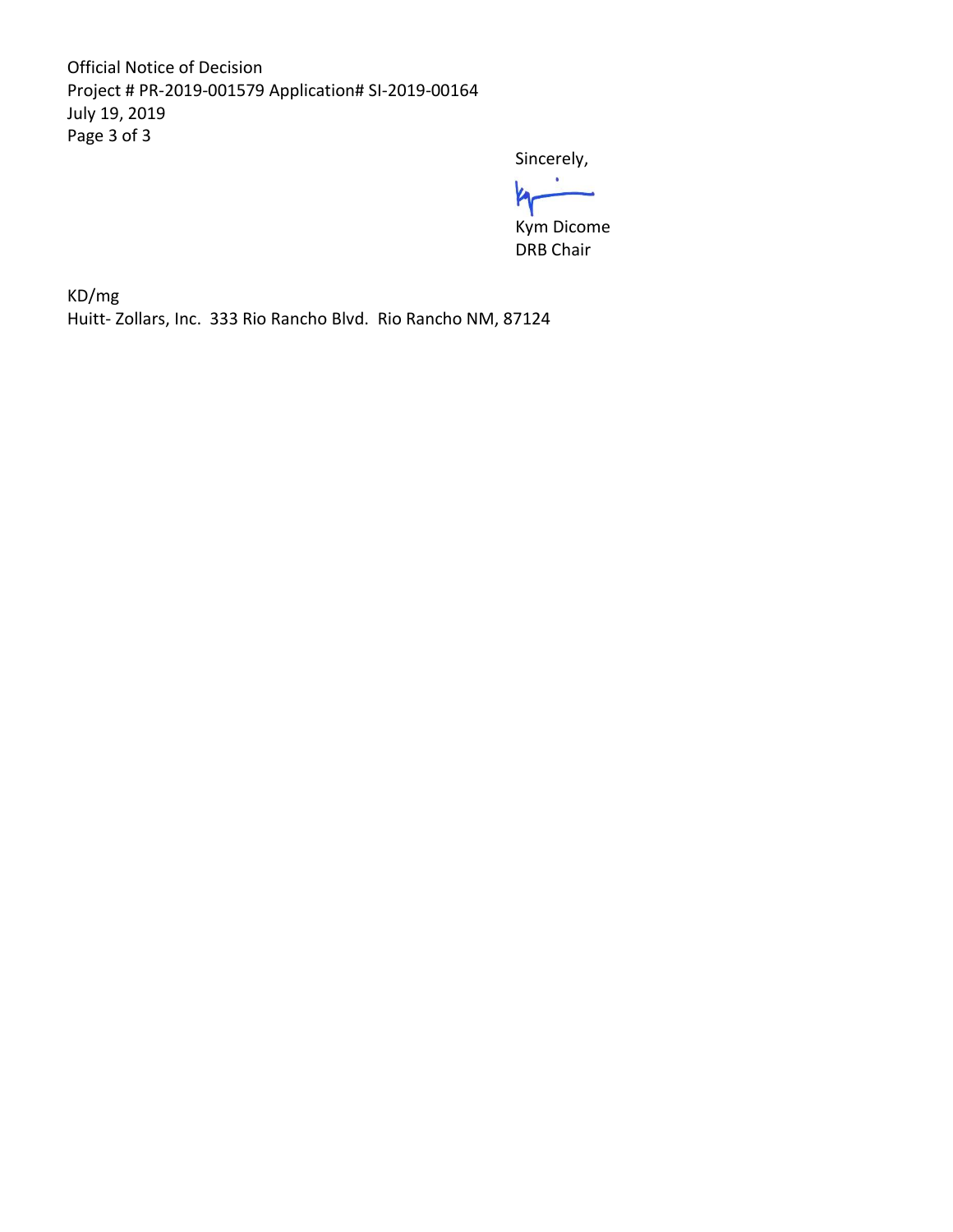Sincerely,

Kym Dicome
DRB Chair

KD/mg
Huitt- Zollars, Inc. 333 Rio Rancho Blvd. Rio Rancho NM, 87124